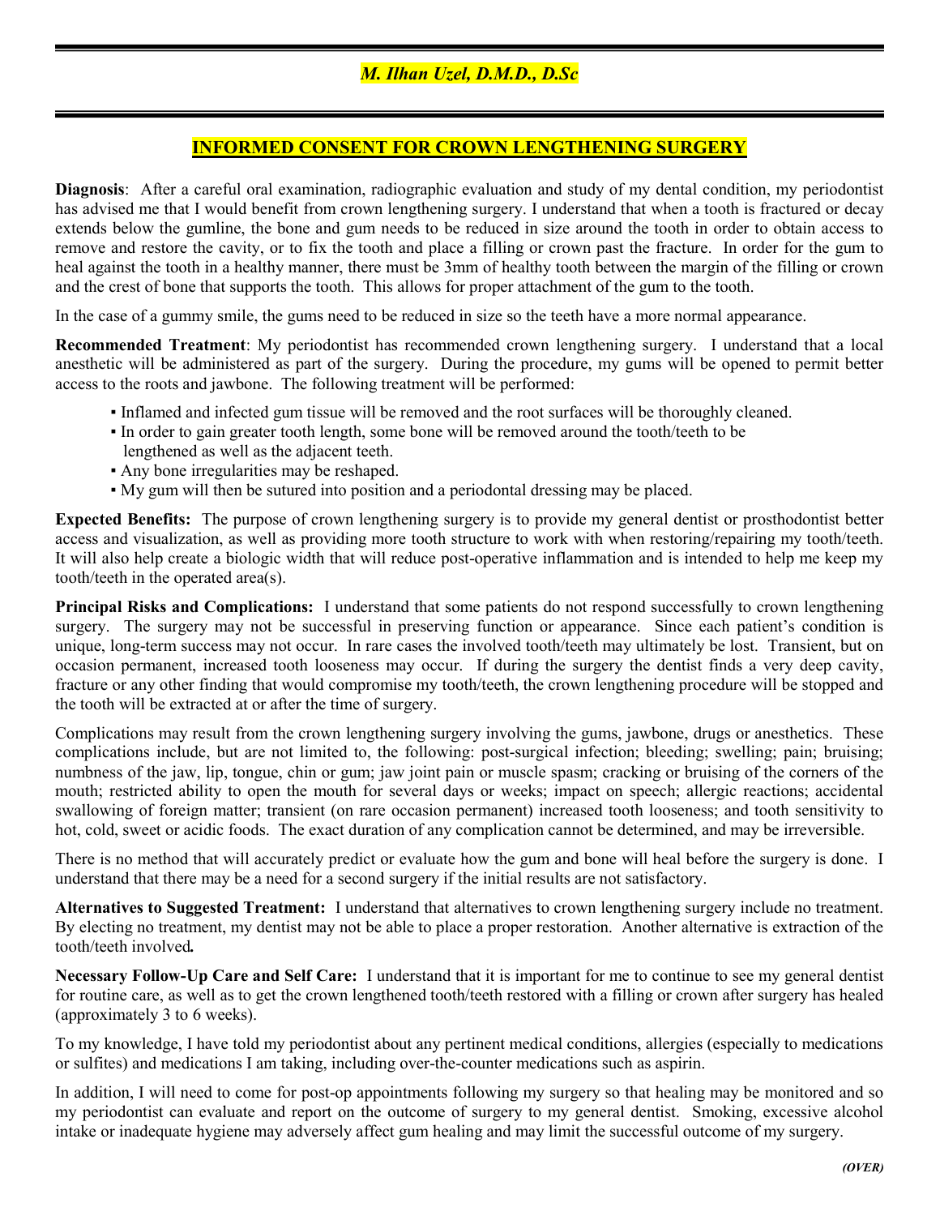***M. Ilhan Uzel, D.M.D., D.Sc***

## INFORMED CONSENT FOR CROWN LENGTHENING SURGERY

**Diagnosis**: After a careful oral examination, radiographic evaluation and study of my dental condition, my periodontist has advised me that I would benefit from crown lengthening surgery. I understand that when a tooth is fractured or decay extends below the gumline, the bone and gum needs to be reduced in size around the tooth in order to obtain access to remove and restore the cavity, or to fix the tooth and place a filling or crown past the fracture. In order for the gum to heal against the tooth in a healthy manner, there must be 3mm of healthy tooth between the margin of the filling or crown and the crest of bone that supports the tooth. This allows for proper attachment of the gum to the tooth.

In the case of a gummy smile, the gums need to be reduced in size so the teeth have a more normal appearance.

**Recommended Treatment**: My periodontist has recommended crown lengthening surgery. I understand that a local anesthetic will be administered as part of the surgery. During the procedure, my gums will be opened to permit better access to the roots and jawbone. The following treatment will be performed:

- Inflamed and infected gum tissue will be removed and the root surfaces will be thoroughly cleaned.
- In order to gain greater tooth length, some bone will be removed around the tooth/teeth to be lengthened as well as the adjacent teeth.
- Any bone irregularities may be reshaped.
- My gum will then be sutured into position and a periodontal dressing may be placed.

**Expected Benefits:** The purpose of crown lengthening surgery is to provide my general dentist or prosthodontist better access and visualization, as well as providing more tooth structure to work with when restoring/repairing my tooth/teeth. It will also help create a biologic width that will reduce post-operative inflammation and is intended to help me keep my tooth/teeth in the operated area(s).

**Principal Risks and Complications:** I understand that some patients do not respond successfully to crown lengthening surgery. The surgery may not be successful in preserving function or appearance. Since each patient's condition is unique, long-term success may not occur. In rare cases the involved tooth/teeth may ultimately be lost. Transient, but on occasion permanent, increased tooth looseness may occur. If during the surgery the dentist finds a very deep cavity, fracture or any other finding that would compromise my tooth/teeth, the crown lengthening procedure will be stopped and the tooth will be extracted at or after the time of surgery.

Complications may result from the crown lengthening surgery involving the gums, jawbone, drugs or anesthetics. These complications include, but are not limited to, the following: post-surgical infection; bleeding; swelling; pain; bruising; numbness of the jaw, lip, tongue, chin or gum; jaw joint pain or muscle spasm; cracking or bruising of the corners of the mouth; restricted ability to open the mouth for several days or weeks; impact on speech; allergic reactions; accidental swallowing of foreign matter; transient (on rare occasion permanent) increased tooth looseness; and tooth sensitivity to hot, cold, sweet or acidic foods. The exact duration of any complication cannot be determined, and may be irreversible.

There is no method that will accurately predict or evaluate how the gum and bone will heal before the surgery is done. I understand that there may be a need for a second surgery if the initial results are not satisfactory.

**Alternatives to Suggested Treatment:** I understand that alternatives to crown lengthening surgery include no treatment. By electing no treatment, my dentist may not be able to place a proper restoration. Another alternative is extraction of the tooth/teeth involved***.***

**Necessary Follow-Up Care and Self Care:** I understand that it is important for me to continue to see my general dentist for routine care, as well as to get the crown lengthened tooth/teeth restored with a filling or crown after surgery has healed (approximately 3 to 6 weeks).

To my knowledge, I have told my periodontist about any pertinent medical conditions, allergies (especially to medications or sulfites) and medications I am taking, including over-the-counter medications such as aspirin.

In addition, I will need to come for post-op appointments following my surgery so that healing may be monitored and so my periodontist can evaluate and report on the outcome of surgery to my general dentist. Smoking, excessive alcohol intake or inadequate hygiene may adversely affect gum healing and may limit the successful outcome of my surgery.

***(OVER)***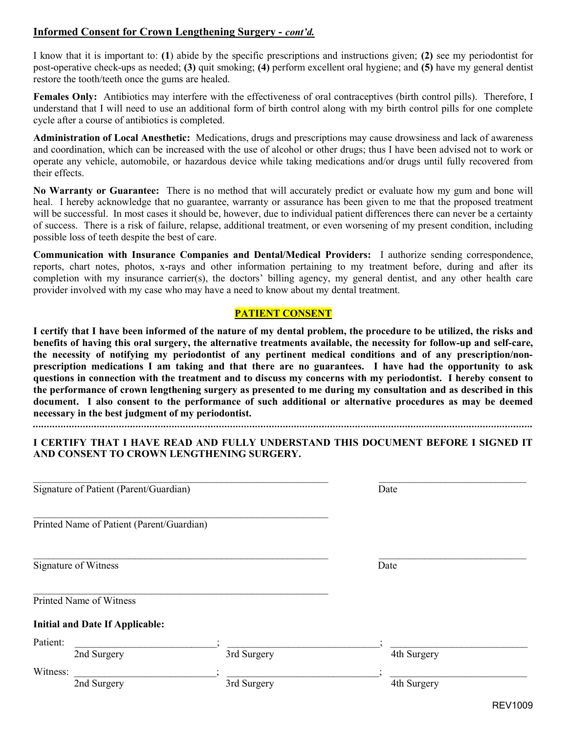## Informed Consent for Crown Lengthening Surgery - *cont'd.*

I know that it is important to: **(1**) abide by the specific prescriptions and instructions given; **(2)** see my periodontist for post-operative check-ups as needed; **(3)** quit smoking; **(4)** perform excellent oral hygiene; and **(5)** have my general dentist restore the tooth/teeth once the gums are healed.

**Females Only:** Antibiotics may interfere with the effectiveness of oral contraceptives (birth control pills). Therefore, I understand that I will need to use an additional form of birth control along with my birth control pills for one complete cycle after a course of antibiotics is completed.

**Administration of Local Anesthetic:** Medications, drugs and prescriptions may cause drowsiness and lack of awareness and coordination, which can be increased with the use of alcohol or other drugs; thus I have been advised not to work or operate any vehicle, automobile, or hazardous device while taking medications and/or drugs until fully recovered from their effects.

**No Warranty or Guarantee:** There is no method that will accurately predict or evaluate how my gum and bone will heal. I hereby acknowledge that no guarantee, warranty or assurance has been given to me that the proposed treatment will be successful. In most cases it should be, however, due to individual patient differences there can never be a certainty of success. There is a risk of failure, relapse, additional treatment, or even worsening of my present condition, including possible loss of teeth despite the best of care.

**Communication with Insurance Companies and Dental/Medical Providers:** I authorize sending correspondence, reports, chart notes, photos, x-rays and other information pertaining to my treatment before, during and after its completion with my insurance carrier(s), the doctors' billing agency, my general dentist, and any other health care provider involved with my case who may have a need to know about my dental treatment.

### PATIENT CONSENT

**I certify that I have been informed of the nature of my dental problem, the procedure to be utilized, the risks and benefits of having this oral surgery, the alternative treatments available, the necessity for follow-up and self-care, the necessity of notifying my periodontist of any pertinent medical conditions and of any prescription/non-prescription medications I am taking and that there are no guarantees. I have had the opportunity to ask questions in connection with the treatment and to discuss my concerns with my periodontist. I hereby consent to the performance of crown lengthening surgery as presented to me during my consultation and as described in this document. I also consent to the performance of such additional or alternative procedures as may be deemed necessary in the best judgment of my periodontist.**

**I CERTIFY THAT I HAVE READ AND FULLY UNDERSTAND THIS DOCUMENT BEFORE I SIGNED IT AND CONSENT TO CROWN LENGTHENING SURGERY.**

\_\_\_\_\_\_\_\_\_\_\_\_\_\_\_\_\_\_\_\_\_\_\_\_\_\_\_\_\_\_\_\_\_\_\_\_\_\_\_\_ \_\_\_\_\_\_\_\_\_\_\_\_\_\_\_\_\_\_\_\_
Signature of Patient (Parent/Guardian) Date

\_\_\_\_\_\_\_\_\_\_\_\_\_\_\_\_\_\_\_\_\_\_\_\_\_\_\_\_\_\_\_\_\_\_\_\_\_\_\_\_
Printed Name of Patient (Parent/Guardian)

\_\_\_\_\_\_\_\_\_\_\_\_\_\_\_\_\_\_\_\_\_\_\_\_\_\_\_\_\_\_\_\_\_\_\_\_\_\_\_\_ \_\_\_\_\_\_\_\_\_\_\_\_\_\_\_\_\_\_\_\_
Signature of Witness Date

\_\_\_\_\_\_\_\_\_\_\_\_\_\_\_\_\_\_\_\_\_\_\_\_\_\_\_\_\_\_\_\_\_\_\_\_\_\_\_\_
Printed Name of Witness

**Initial and Date If Applicable:**

| | | | |
|---|---|---|---|
| Patient: | \_\_\_\_\_\_\_\_\_\_\_\_\_\_\_\_; 2nd Surgery | \_\_\_\_\_\_\_\_\_\_\_\_\_\_\_\_; 3rd Surgery | \_\_\_\_\_\_\_\_\_\_\_\_\_\_\_\_ 4th Surgery |
| Witness: | \_\_\_\_\_\_\_\_\_\_\_\_\_\_\_\_; 2nd Surgery | \_\_\_\_\_\_\_\_\_\_\_\_\_\_\_\_; 3rd Surgery | \_\_\_\_\_\_\_\_\_\_\_\_\_\_\_\_ 4th Surgery |

REV1009